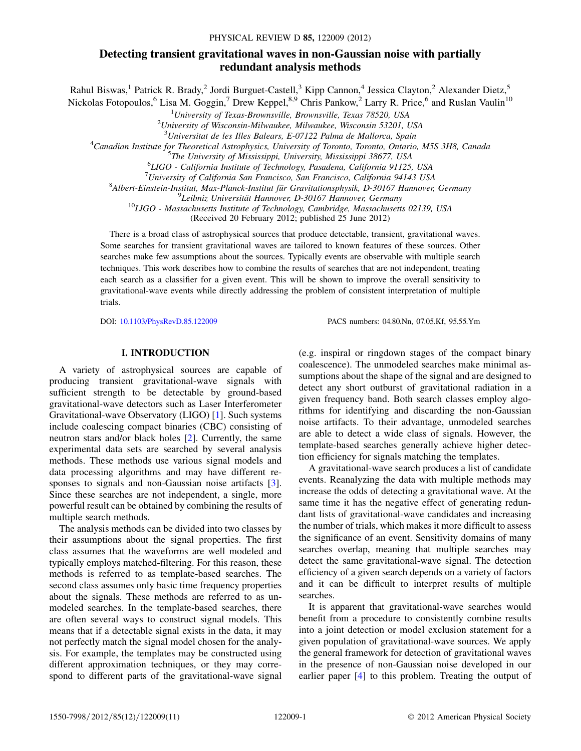# Detecting transient gravitational waves in non-Gaussian noise with partially redundant analysis methods

Rahul Biswas,[1] Patrick R. Brady,[2] Jordi Burguet-Castell,[3] Kipp Cannon,[4] Jessica Clayton,[2] Alexander Dietz,[5] Nickolas Fotopoulos,[6] Lisa M. Goggin,[7] Drew Keppel,[8,9] Chris Pankow,[2] Larry R. Price,[6] and Ruslan Vaulin[10]

[1]*University of Texas-Brownsville, Brownsville, Texas 78520, USA*
[2]*University of Wisconsin-Milwaukee, Milwaukee, Wisconsin 53201, USA*
[3]*Universitat de les Illes Balears, E-07122 Palma de Mallorca, Spain*
[4]*Canadian Institute for Theoretical Astrophysics, University of Toronto, Toronto, Ontario, M5S 3H8, Canada*
[5]*The University of Mississippi, University, Mississippi 38677, USA*
[6]*LIGO - California Institute of Technology, Pasadena, California 91125, USA*
[7]*University of California San Francisco, San Francisco, California 94143 USA*
[8]*Albert-Einstein-Institut, Max-Planck-Institut für Gravitationsphysik, D-30167 Hannover, Germany*
[9]*Leibniz Universität Hannover, D-30167 Hannover, Germany*
[10]*LIGO - Massachusetts Institute of Technology, Cambridge, Massachusetts 02139, USA*

(Received 20 February 2012; published 25 June 2012)

There is a broad class of astrophysical sources that produce detectable, transient, gravitational waves. Some searches for transient gravitational waves are tailored to known features of these sources. Other searches make few assumptions about the sources. Typically events are observable with multiple search techniques. This work describes how to combine the results of searches that are not independent, treating each search as a classifier for a given event. This will be shown to improve the overall sensitivity to gravitational-wave events while directly addressing the problem of consistent interpretation of multiple trials.

DOI: 10.1103/PhysRevD.85.122009 PACS numbers: 04.80.Nn, 07.05.Kf, 95.55.Ym

## I. INTRODUCTION

A variety of astrophysical sources are capable of producing transient gravitational-wave signals with sufficient strength to be detectable by ground-based gravitational-wave detectors such as Laser Interferometer Gravitational-wave Observatory (LIGO) [1]. Such systems include coalescing compact binaries (CBC) consisting of neutron stars and/or black holes [2]. Currently, the same experimental data sets are searched by several analysis methods. These methods use various signal models and data processing algorithms and may have different responses to signals and non-Gaussian noise artifacts [3]. Since these searches are not independent, a single, more powerful result can be obtained by combining the results of multiple search methods.

The analysis methods can be divided into two classes by their assumptions about the signal properties. The first class assumes that the waveforms are well modeled and typically employs matched-filtering. For this reason, these methods is referred to as template-based searches. The second class assumes only basic time frequency properties about the signals. These methods are referred to as unmodeled searches. In the template-based searches, there are often several ways to construct signal models. This means that if a detectable signal exists in the data, it may not perfectly match the signal model chosen for the analysis. For example, the templates may be constructed using different approximation techniques, or they may correspond to different parts of the gravitational-wave signal (e.g. inspiral or ringdown stages of the compact binary coalescence). The unmodeled searches make minimal assumptions about the shape of the signal and are designed to detect any short outburst of gravitational radiation in a given frequency band. Both search classes employ algorithms for identifying and discarding the non-Gaussian noise artifacts. To their advantage, unmodeled searches are able to detect a wide class of signals. However, the template-based searches generally achieve higher detection efficiency for signals matching the templates.

A gravitational-wave search produces a list of candidate events. Reanalyzing the data with multiple methods may increase the odds of detecting a gravitational wave. At the same time it has the negative effect of generating redundant lists of gravitational-wave candidates and increasing the number of trials, which makes it more difficult to assess the significance of an event. Sensitivity domains of many searches overlap, meaning that multiple searches may detect the same gravitational-wave signal. The detection efficiency of a given search depends on a variety of factors and it can be difficult to interpret results of multiple searches.

It is apparent that gravitational-wave searches would benefit from a procedure to consistently combine results into a joint detection or model exclusion statement for a given population of gravitational-wave sources. We apply the general framework for detection of gravitational waves in the presence of non-Gaussian noise developed in our earlier paper [4] to this problem. Treating the output of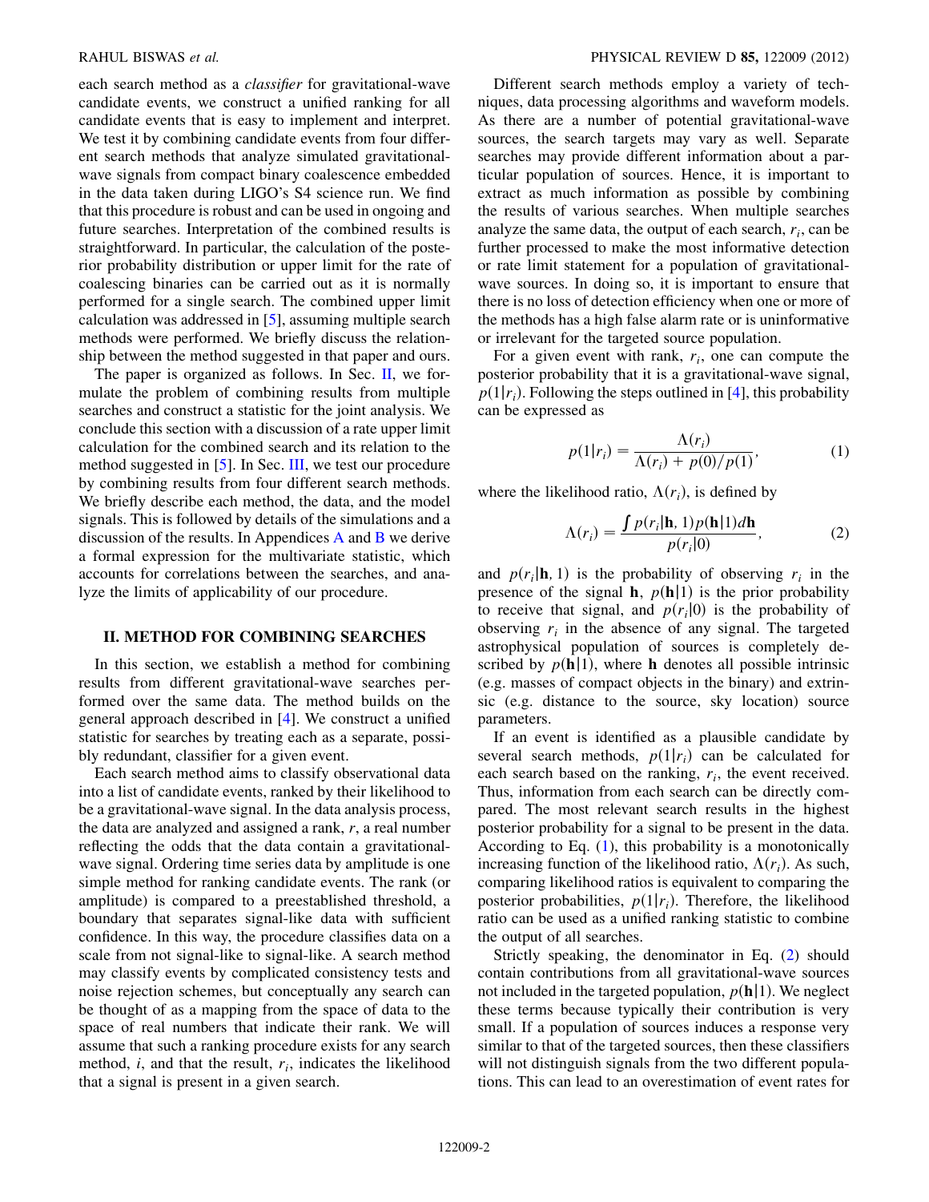each search method as a *classifier* for gravitational-wave candidate events, we construct a unified ranking for all candidate events that is easy to implement and interpret. We test it by combining candidate events from four different search methods that analyze simulated gravitational-wave signals from compact binary coalescence embedded in the data taken during LIGO's S4 science run. We find that this procedure is robust and can be used in ongoing and future searches. Interpretation of the combined results is straightforward. In particular, the calculation of the posterior probability distribution or upper limit for the rate of coalescing binaries can be carried out as it is normally performed for a single search. The combined upper limit calculation was addressed in [5], assuming multiple search methods were performed. We briefly discuss the relationship between the method suggested in that paper and ours.

The paper is organized as follows. In Sec. II, we formulate the problem of combining results from multiple searches and construct a statistic for the joint analysis. We conclude this section with a discussion of a rate upper limit calculation for the combined search and its relation to the method suggested in [5]. In Sec. III, we test our procedure by combining results from four different search methods. We briefly describe each method, the data, and the model signals. This is followed by details of the simulations and a discussion of the results. In Appendices A and B we derive a formal expression for the multivariate statistic, which accounts for correlations between the searches, and analyze the limits of applicability of our procedure.

## II. METHOD FOR COMBINING SEARCHES

In this section, we establish a method for combining results from different gravitational-wave searches performed over the same data. The method builds on the general approach described in [4]. We construct a unified statistic for searches by treating each as a separate, possibly redundant, classifier for a given event.

Each search method aims to classify observational data into a list of candidate events, ranked by their likelihood to be a gravitational-wave signal. In the data analysis process, the data are analyzed and assigned a rank, $r$, a real number reflecting the odds that the data contain a gravitational-wave signal. Ordering time series data by amplitude is one simple method for ranking candidate events. The rank (or amplitude) is compared to a preestablished threshold, a boundary that separates signal-like data with sufficient confidence. In this way, the procedure classifies data on a scale from not signal-like to signal-like. A search method may classify events by complicated consistency tests and noise rejection schemes, but conceptually any search can be thought of as a mapping from the space of data to the space of real numbers that indicate their rank. We will assume that such a ranking procedure exists for any search method, $i$, and that the result, $r_i$, indicates the likelihood that a signal is present in a given search.

Different search methods employ a variety of techniques, data processing algorithms and waveform models. As there are a number of potential gravitational-wave sources, the search targets may vary as well. Separate searches may provide different information about a particular population of sources. Hence, it is important to extract as much information as possible by combining the results of various searches. When multiple searches analyze the same data, the output of each search, $r_i$, can be further processed to make the most informative detection or rate limit statement for a population of gravitational-wave sources. In doing so, it is important to ensure that there is no loss of detection efficiency when one or more of the methods has a high false alarm rate or is uninformative or irrelevant for the targeted source population.

For a given event with rank, $r_i$, one can compute the posterior probability that it is a gravitational-wave signal, $p(1|r_i)$. Following the steps outlined in [4], this probability can be expressed as

$$p(1|r_i) = \frac{\Lambda(r_i)}{\Lambda(r_i) + p(0)/p(1)}, \tag{1}$$

where the likelihood ratio, $\Lambda(r_i)$, is defined by

$$\Lambda(r_i) = \frac{\int p(r_i|\mathbf{h}, 1)p(\mathbf{h}|1)d\mathbf{h}}{p(r_i|0)}, \tag{2}$$

and $p(r_i|\mathbf{h}, 1)$ is the probability of observing $r_i$ in the presence of the signal $\mathbf{h}$, $p(\mathbf{h}|1)$ is the prior probability to receive that signal, and $p(r_i|0)$ is the probability of observing $r_i$ in the absence of any signal. The targeted astrophysical population of sources is completely described by $p(\mathbf{h}|1)$, where $\mathbf{h}$ denotes all possible intrinsic (e.g. masses of compact objects in the binary) and extrinsic (e.g. distance to the source, sky location) source parameters.

If an event is identified as a plausible candidate by several search methods, $p(1|r_i)$ can be calculated for each search based on the ranking, $r_i$, the event received. Thus, information from each search can be directly compared. The most relevant search results in the highest posterior probability for a signal to be present in the data. According to Eq. (1), this probability is a monotonically increasing function of the likelihood ratio, $\Lambda(r_i)$. As such, comparing likelihood ratios is equivalent to comparing the posterior probabilities, $p(1|r_i)$. Therefore, the likelihood ratio can be used as a unified ranking statistic to combine the output of all searches.

Strictly speaking, the denominator in Eq. (2) should contain contributions from all gravitational-wave sources not included in the targeted population, $p(\mathbf{h}|1)$. We neglect these terms because typically their contribution is very small. If a population of sources induces a response very similar to that of the targeted sources, then these classifiers will not distinguish signals from the two different populations. This can lead to an overestimation of event rates for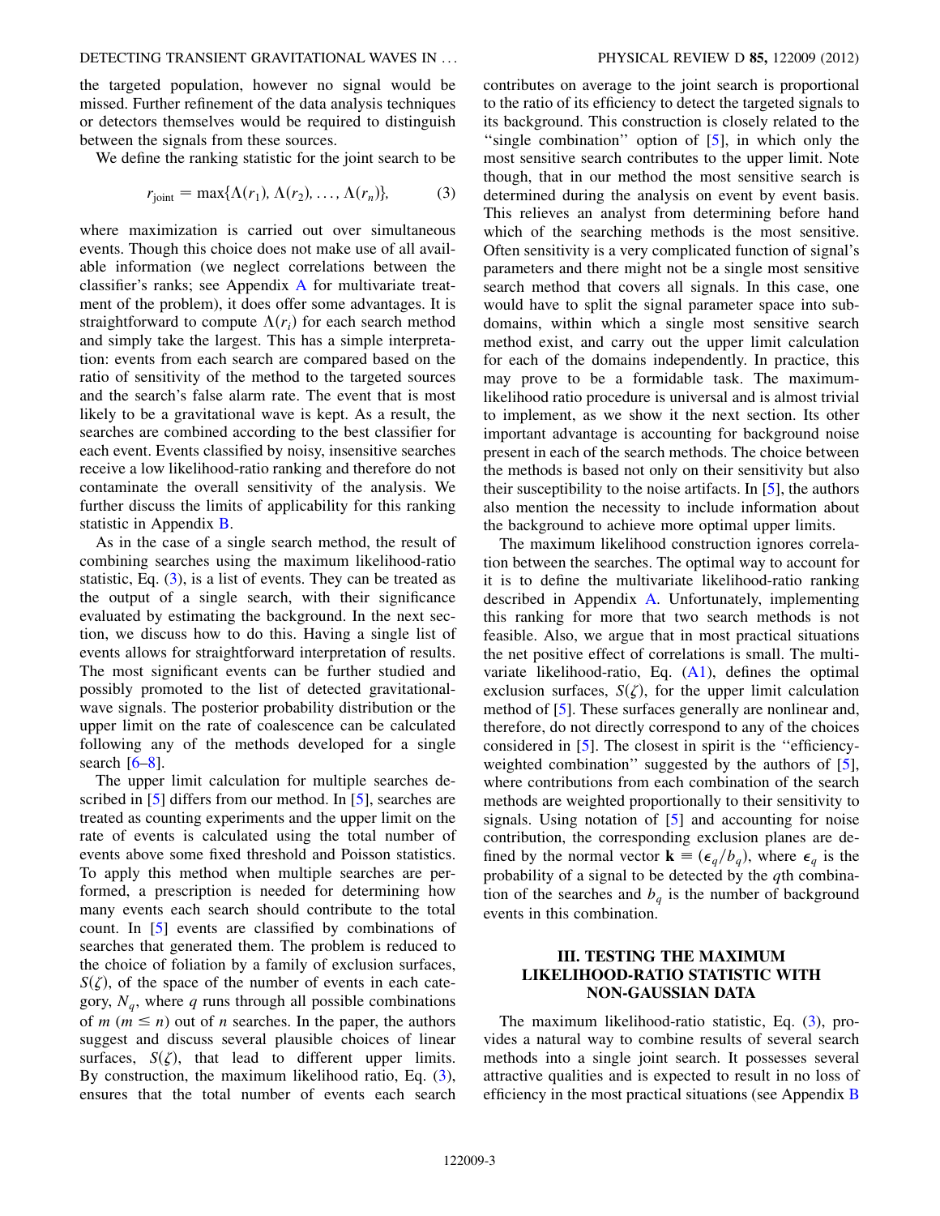the targeted population, however no signal would be missed. Further refinement of the data analysis techniques or detectors themselves would be required to distinguish between the signals from these sources.

We define the ranking statistic for the joint search to be

$$r_{\text{joint}} = \max\{\Lambda(r_1), \Lambda(r_2), \ldots, \Lambda(r_n)\}, \tag{3}$$

where maximization is carried out over simultaneous events. Though this choice does not make use of all available information (we neglect correlations between the classifier's ranks; see Appendix A for multivariate treatment of the problem), it does offer some advantages. It is straightforward to compute $\Lambda(r_i)$ for each search method and simply take the largest. This has a simple interpretation: events from each search are compared based on the ratio of sensitivity of the method to the targeted sources and the search's false alarm rate. The event that is most likely to be a gravitational wave is kept. As a result, the searches are combined according to the best classifier for each event. Events classified by noisy, insensitive searches receive a low likelihood-ratio ranking and therefore do not contaminate the overall sensitivity of the analysis. We further discuss the limits of applicability for this ranking statistic in Appendix B.

As in the case of a single search method, the result of combining searches using the maximum likelihood-ratio statistic, Eq. (3), is a list of events. They can be treated as the output of a single search, with their significance evaluated by estimating the background. In the next section, we discuss how to do this. Having a single list of events allows for straightforward interpretation of results. The most significant events can be further studied and possibly promoted to the list of detected gravitational-wave signals. The posterior probability distribution or the upper limit on the rate of coalescence can be calculated following any of the methods developed for a single search [6–8].

The upper limit calculation for multiple searches described in [5] differs from our method. In [5], searches are treated as counting experiments and the upper limit on the rate of events is calculated using the total number of events above some fixed threshold and Poisson statistics. To apply this method when multiple searches are performed, a prescription is needed for determining how many events each search should contribute to the total count. In [5] events are classified by combinations of searches that generated them. The problem is reduced to the choice of foliation by a family of exclusion surfaces, $S(\zeta)$, of the space of the number of events in each category, $N_q$, where $q$ runs through all possible combinations of $m$ ($m \leq n$) out of $n$ searches. In the paper, the authors suggest and discuss several plausible choices of linear surfaces, $S(\zeta)$, that lead to different upper limits. By construction, the maximum likelihood ratio, Eq. (3), ensures that the total number of events each search contributes on average to the joint search is proportional to the ratio of its efficiency to detect the targeted signals to its background. This construction is closely related to the "single combination" option of [5], in which only the most sensitive search contributes to the upper limit. Note though, that in our method the most sensitive search is determined during the analysis on event by event basis. This relieves an analyst from determining before hand which of the searching methods is the most sensitive. Often sensitivity is a very complicated function of signal's parameters and there might not be a single most sensitive search method that covers all signals. In this case, one would have to split the signal parameter space into subdomains, within which a single most sensitive search method exist, and carry out the upper limit calculation for each of the domains independently. In practice, this may prove to be a formidable task. The maximum-likelihood ratio procedure is universal and is almost trivial to implement, as we show it the next section. Its other important advantage is accounting for background noise present in each of the search methods. The choice between the methods is based not only on their sensitivity but also their susceptibility to the noise artifacts. In [5], the authors also mention the necessity to include information about the background to achieve more optimal upper limits.

The maximum likelihood construction ignores correlation between the searches. The optimal way to account for it is to define the multivariate likelihood-ratio ranking described in Appendix A. Unfortunately, implementing this ranking for more that two search methods is not feasible. Also, we argue that in most practical situations the net positive effect of correlations is small. The multivariate likelihood-ratio, Eq. (A1), defines the optimal exclusion surfaces, $S(\zeta)$, for the upper limit calculation method of [5]. These surfaces generally are nonlinear and, therefore, do not directly correspond to any of the choices considered in [5]. The closest in spirit is the "efficiency-weighted combination" suggested by the authors of [5], where contributions from each combination of the search methods are weighted proportionally to their sensitivity to signals. Using notation of [5] and accounting for noise contribution, the corresponding exclusion planes are defined by the normal vector $\mathbf{k} \equiv (\epsilon_q/b_q)$, where $\epsilon_q$ is the probability of a signal to be detected by the $q$th combination of the searches and $b_q$ is the number of background events in this combination.

## III. TESTING THE MAXIMUM LIKELIHOOD-RATIO STATISTIC WITH NON-GAUSSIAN DATA

The maximum likelihood-ratio statistic, Eq. (3), provides a natural way to combine results of several search methods into a single joint search. It possesses several attractive qualities and is expected to result in no loss of efficiency in the most practical situations (see Appendix B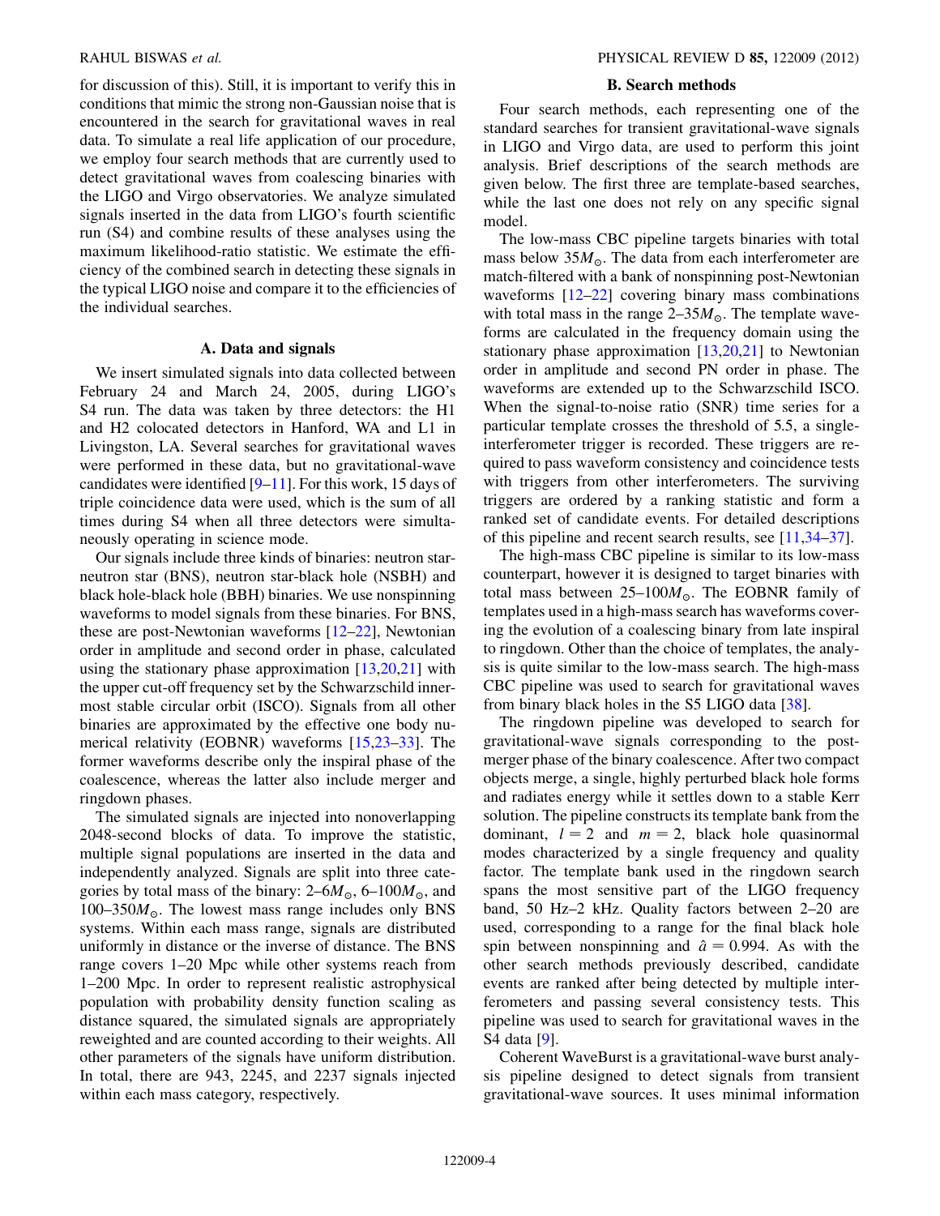for discussion of this). Still, it is important to verify this in conditions that mimic the strong non-Gaussian noise that is encountered in the search for gravitational waves in real data. To simulate a real life application of our procedure, we employ four search methods that are currently used to detect gravitational waves from coalescing binaries with the LIGO and Virgo observatories. We analyze simulated signals inserted in the data from LIGO's fourth scientific run (S4) and combine results of these analyses using the maximum likelihood-ratio statistic. We estimate the efficiency of the combined search in detecting these signals in the typical LIGO noise and compare it to the efficiencies of the individual searches.

### A. Data and signals

We insert simulated signals into data collected between February 24 and March 24, 2005, during LIGO's S4 run. The data was taken by three detectors: the H1 and H2 colocated detectors in Hanford, WA and L1 in Livingston, LA. Several searches for gravitational waves were performed in these data, but no gravitational-wave candidates were identified [9–11]. For this work, 15 days of triple coincidence data were used, which is the sum of all times during S4 when all three detectors were simultaneously operating in science mode.

Our signals include three kinds of binaries: neutron star-neutron star (BNS), neutron star-black hole (NSBH) and black hole-black hole (BBH) binaries. We use nonspinning waveforms to model signals from these binaries. For BNS, these are post-Newtonian waveforms [12–22], Newtonian order in amplitude and second order in phase, calculated using the stationary phase approximation [13,20,21] with the upper cut-off frequency set by the Schwarzschild innermost stable circular orbit (ISCO). Signals from all other binaries are approximated by the effective one body numerical relativity (EOBNR) waveforms [15,23–33]. The former waveforms describe only the inspiral phase of the coalescence, whereas the latter also include merger and ringdown phases.

The simulated signals are injected into nonoverlapping 2048-second blocks of data. To improve the statistic, multiple signal populations are inserted in the data and independently analyzed. Signals are split into three categories by total mass of the binary: 2–$6M_\odot$, 6–$100M_\odot$, and 100–$350M_\odot$. The lowest mass range includes only BNS systems. Within each mass range, signals are distributed uniformly in distance or the inverse of distance. The BNS range covers 1–20 Mpc while other systems reach from 1–200 Mpc. In order to represent realistic astrophysical population with probability density function scaling as distance squared, the simulated signals are appropriately reweighted and are counted according to their weights. All other parameters of the signals have uniform distribution. In total, there are 943, 2245, and 2237 signals injected within each mass category, respectively.

### B. Search methods

Four search methods, each representing one of the standard searches for transient gravitational-wave signals in LIGO and Virgo data, are used to perform this joint analysis. Brief descriptions of the search methods are given below. The first three are template-based searches, while the last one does not rely on any specific signal model.

The low-mass CBC pipeline targets binaries with total mass below $35M_\odot$. The data from each interferometer are match-filtered with a bank of nonspinning post-Newtonian waveforms [12–22] covering binary mass combinations with total mass in the range 2–$35M_\odot$. The template waveforms are calculated in the frequency domain using the stationary phase approximation [13,20,21] to Newtonian order in amplitude and second PN order in phase. The waveforms are extended up to the Schwarzschild ISCO. When the signal-to-noise ratio (SNR) time series for a particular template crosses the threshold of 5.5, a single-interferometer trigger is recorded. These triggers are required to pass waveform consistency and coincidence tests with triggers from other interferometers. The surviving triggers are ordered by a ranking statistic and form a ranked set of candidate events. For detailed descriptions of this pipeline and recent search results, see [11,34–37].

The high-mass CBC pipeline is similar to its low-mass counterpart, however it is designed to target binaries with total mass between 25–$100M_\odot$. The EOBNR family of templates used in a high-mass search has waveforms covering the evolution of a coalescing binary from late inspiral to ringdown. Other than the choice of templates, the analysis is quite similar to the low-mass search. The high-mass CBC pipeline was used to search for gravitational waves from binary black holes in the S5 LIGO data [38].

The ringdown pipeline was developed to search for gravitational-wave signals corresponding to the post-merger phase of the binary coalescence. After two compact objects merge, a single, highly perturbed black hole forms and radiates energy while it settles down to a stable Kerr solution. The pipeline constructs its template bank from the dominant, $l = 2$ and $m = 2$, black hole quasinormal modes characterized by a single frequency and quality factor. The template bank used in the ringdown search spans the most sensitive part of the LIGO frequency band, 50 Hz–2 kHz. Quality factors between 2–20 are used, corresponding to a range for the final black hole spin between nonspinning and $\hat{a} = 0.994$. As with the other search methods previously described, candidate events are ranked after being detected by multiple interferometers and passing several consistency tests. This pipeline was used to search for gravitational waves in the S4 data [9].

Coherent WaveBurst is a gravitational-wave burst analysis pipeline designed to detect signals from transient gravitational-wave sources. It uses minimal information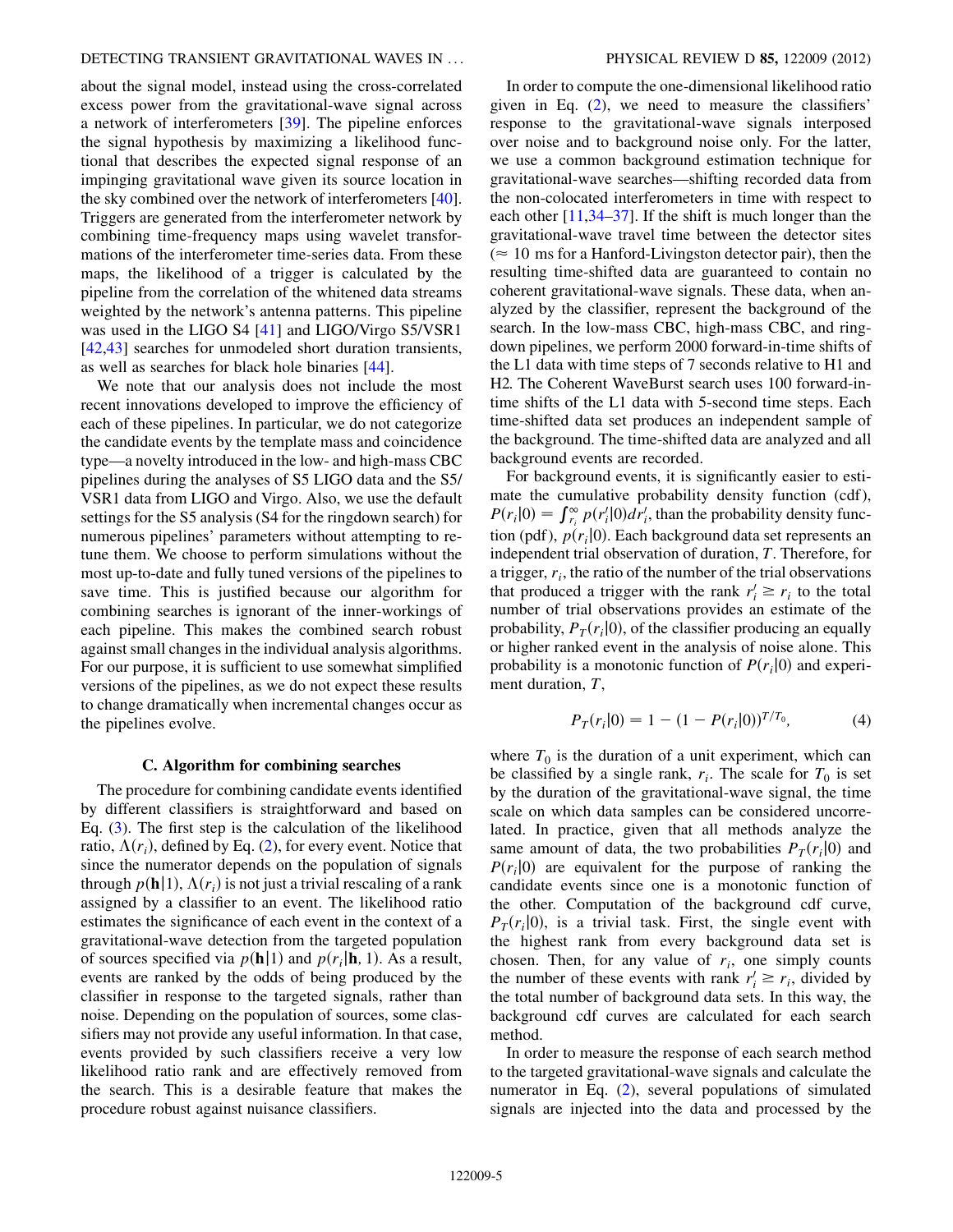about the signal model, instead using the cross-correlated excess power from the gravitational-wave signal across a network of interferometers [39]. The pipeline enforces the signal hypothesis by maximizing a likelihood functional that describes the expected signal response of an impinging gravitational wave given its source location in the sky combined over the network of interferometers [40]. Triggers are generated from the interferometer network by combining time-frequency maps using wavelet transformations of the interferometer time-series data. From these maps, the likelihood of a trigger is calculated by the pipeline from the correlation of the whitened data streams weighted by the network's antenna patterns. This pipeline was used in the LIGO S4 [41] and LIGO/Virgo S5/VSR1 [42,43] searches for unmodeled short duration transients, as well as searches for black hole binaries [44].

We note that our analysis does not include the most recent innovations developed to improve the efficiency of each of these pipelines. In particular, we do not categorize the candidate events by the template mass and coincidence type—a novelty introduced in the low- and high-mass CBC pipelines during the analyses of S5 LIGO data and the S5/VSR1 data from LIGO and Virgo. Also, we use the default settings for the S5 analysis (S4 for the ringdown search) for numerous pipelines' parameters without attempting to retune them. We choose to perform simulations without the most up-to-date and fully tuned versions of the pipelines to save time. This is justified because our algorithm for combining searches is ignorant of the inner-workings of each pipeline. This makes the combined search robust against small changes in the individual analysis algorithms. For our purpose, it is sufficient to use somewhat simplified versions of the pipelines, as we do not expect these results to change dramatically when incremental changes occur as the pipelines evolve.

### C. Algorithm for combining searches

The procedure for combining candidate events identified by different classifiers is straightforward and based on Eq. (3). The first step is the calculation of the likelihood ratio, $\Lambda(r_i)$, defined by Eq. (2), for every event. Notice that since the numerator depends on the population of signals through $p(\mathbf{h}|1)$, $\Lambda(r_i)$ is not just a trivial rescaling of a rank assigned by a classifier to an event. The likelihood ratio estimates the significance of each event in the context of a gravitational-wave detection from the targeted population of sources specified via $p(\mathbf{h}|1)$ and $p(r_i|\mathbf{h}, 1)$. As a result, events are ranked by the odds of being produced by the classifier in response to the targeted signals, rather than noise. Depending on the population of sources, some classifiers may not provide any useful information. In that case, events provided by such classifiers receive a very low likelihood ratio rank and are effectively removed from the search. This is a desirable feature that makes the procedure robust against nuisance classifiers.

In order to compute the one-dimensional likelihood ratio given in Eq. (2), we need to measure the classifiers' response to the gravitational-wave signals interposed over noise and to background noise only. For the latter, we use a common background estimation technique for gravitational-wave searches—shifting recorded data from the non-colocated interferometers in time with respect to each other [11,34–37]. If the shift is much longer than the gravitational-wave travel time between the detector sites ($\approx 10$ ms for a Hanford-Livingston detector pair), then the resulting time-shifted data are guaranteed to contain no coherent gravitational-wave signals. These data, when analyzed by the classifier, represent the background of the search. In the low-mass CBC, high-mass CBC, and ringdown pipelines, we perform 2000 forward-in-time shifts of the L1 data with time steps of 7 seconds relative to H1 and H2. The Coherent WaveBurst search uses 100 forward-in-time shifts of the L1 data with 5-second time steps. Each time-shifted data set produces an independent sample of the background. The time-shifted data are analyzed and all background events are recorded.

For background events, it is significantly easier to estimate the cumulative probability density function (cdf), $P(r_i|0) = \int_{r_i}^{\infty} p(r_i'|0)dr_i'$, than the probability density function (pdf), $p(r_i|0)$. Each background data set represents an independent trial observation of duration, $T$. Therefore, for a trigger, $r_i$, the ratio of the number of the trial observations that produced a trigger with the rank $r_i' \geq r_i$ to the total number of trial observations provides an estimate of the probability, $P_T(r_i|0)$, of the classifier producing an equally or higher ranked event in the analysis of noise alone. This probability is a monotonic function of $P(r_i|0)$ and experiment duration, $T$,

$$P_T(r_i|0) = 1 - (1 - P(r_i|0))^{T/T_0}, \tag{4}$$

where $T_0$ is the duration of a unit experiment, which can be classified by a single rank, $r_i$. The scale for $T_0$ is set by the duration of the gravitational-wave signal, the time scale on which data samples can be considered uncorrelated. In practice, given that all methods analyze the same amount of data, the two probabilities $P_T(r_i|0)$ and $P(r_i|0)$ are equivalent for the purpose of ranking the candidate events since one is a monotonic function of the other. Computation of the background cdf curve, $P_T(r_i|0)$, is a trivial task. First, the single event with the highest rank from every background data set is chosen. Then, for any value of $r_i$, one simply counts the number of these events with rank $r_i' \geq r_i$, divided by the total number of background data sets. In this way, the background cdf curves are calculated for each search method.

In order to measure the response of each search method to the targeted gravitational-wave signals and calculate the numerator in Eq. (2), several populations of simulated signals are injected into the data and processed by the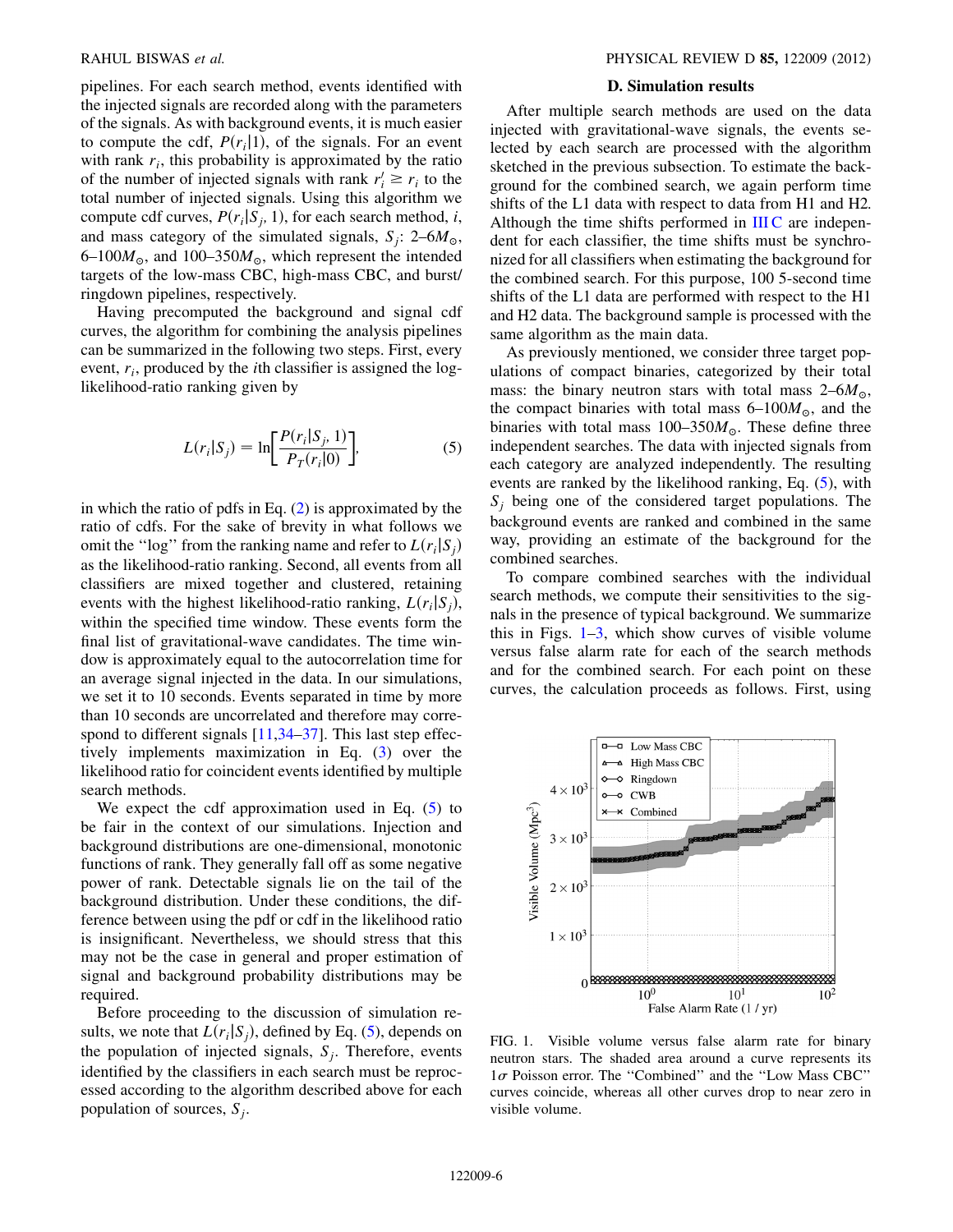pipelines. For each search method, events identified with the injected signals are recorded along with the parameters of the signals. As with background events, it is much easier to compute the cdf, $P(r_i|1)$, of the signals. For an event with rank $r_i$, this probability is approximated by the ratio of the number of injected signals with rank $r_i' \geq r_i$ to the total number of injected signals. Using this algorithm we compute cdf curves, $P(r_i|S_j, 1)$, for each search method, $i$, and mass category of the simulated signals, $S_j$: 2–6$M_\odot$, 6–100$M_\odot$, and 100–350$M_\odot$, which represent the intended targets of the low-mass CBC, high-mass CBC, and burst/ringdown pipelines, respectively.

Having precomputed the background and signal cdf curves, the algorithm for combining the analysis pipelines can be summarized in the following two steps. First, every event, $r_i$, produced by the $i$th classifier is assigned the log-likelihood-ratio ranking given by

$$L(r_i|S_j) = \ln\left[\frac{P(r_i|S_j, 1)}{P_T(r_i|0)}\right], \tag{5}$$

in which the ratio of pdfs in Eq. (2) is approximated by the ratio of cdfs. For the sake of brevity in what follows we omit the "log" from the ranking name and refer to $L(r_i|S_j)$ as the likelihood-ratio ranking. Second, all events from all classifiers are mixed together and clustered, retaining events with the highest likelihood-ratio ranking, $L(r_i|S_j)$, within the specified time window. These events form the final list of gravitational-wave candidates. The time window is approximately equal to the autocorrelation time for an average signal injected in the data. In our simulations, we set it to 10 seconds. Events separated in time by more than 10 seconds are uncorrelated and therefore may correspond to different signals [11,34–37]. This last step effectively implements maximization in Eq. (3) over the likelihood ratio for coincident events identified by multiple search methods.

We expect the cdf approximation used in Eq. (5) to be fair in the context of our simulations. Injection and background distributions are one-dimensional, monotonic functions of rank. They generally fall off as some negative power of rank. Detectable signals lie on the tail of the background distribution. Under these conditions, the difference between using the pdf or cdf in the likelihood ratio is insignificant. Nevertheless, we should stress that this may not be the case in general and proper estimation of signal and background probability distributions may be required.

Before proceeding to the discussion of simulation results, we note that $L(r_i|S_j)$, defined by Eq. (5), depends on the population of injected signals, $S_j$. Therefore, events identified by the classifiers in each search must be reprocessed according to the algorithm described above for each population of sources, $S_j$.

### D. Simulation results

After multiple search methods are used on the data injected with gravitational-wave signals, the events selected by each search are processed with the algorithm sketched in the previous subsection. To estimate the background for the combined search, we again perform time shifts of the L1 data with respect to data from H1 and H2. Although the time shifts performed in III C are independent for each classifier, the time shifts must be synchronized for all classifiers when estimating the background for the combined search. For this purpose, 100 5-second time shifts of the L1 data are performed with respect to the H1 and H2 data. The background sample is processed with the same algorithm as the main data.

As previously mentioned, we consider three target populations of compact binaries, categorized by their total mass: the binary neutron stars with total mass 2–6$M_\odot$, the compact binaries with total mass 6–100$M_\odot$, and the binaries with total mass 100–350$M_\odot$. These define three independent searches. The data with injected signals from each category are analyzed independently. The resulting events are ranked by the likelihood ranking, Eq. (5), with $S_j$ being one of the considered target populations. The background events are ranked and combined in the same way, providing an estimate of the background for the combined searches.

To compare combined searches with the individual search methods, we compute their sensitivities to the signals in the presence of typical background. We summarize this in Figs. 1–3, which show curves of visible volume versus false alarm rate for each of the search methods and for the combined search. For each point on these curves, the calculation proceeds as follows. First, using

FIG. 1. Visible volume versus false alarm rate for binary neutron stars. The shaded area around a curve represents its $1\sigma$ Poisson error. The "Combined" and the "Low Mass CBC" curves coincide, whereas all other curves drop to near zero in visible volume.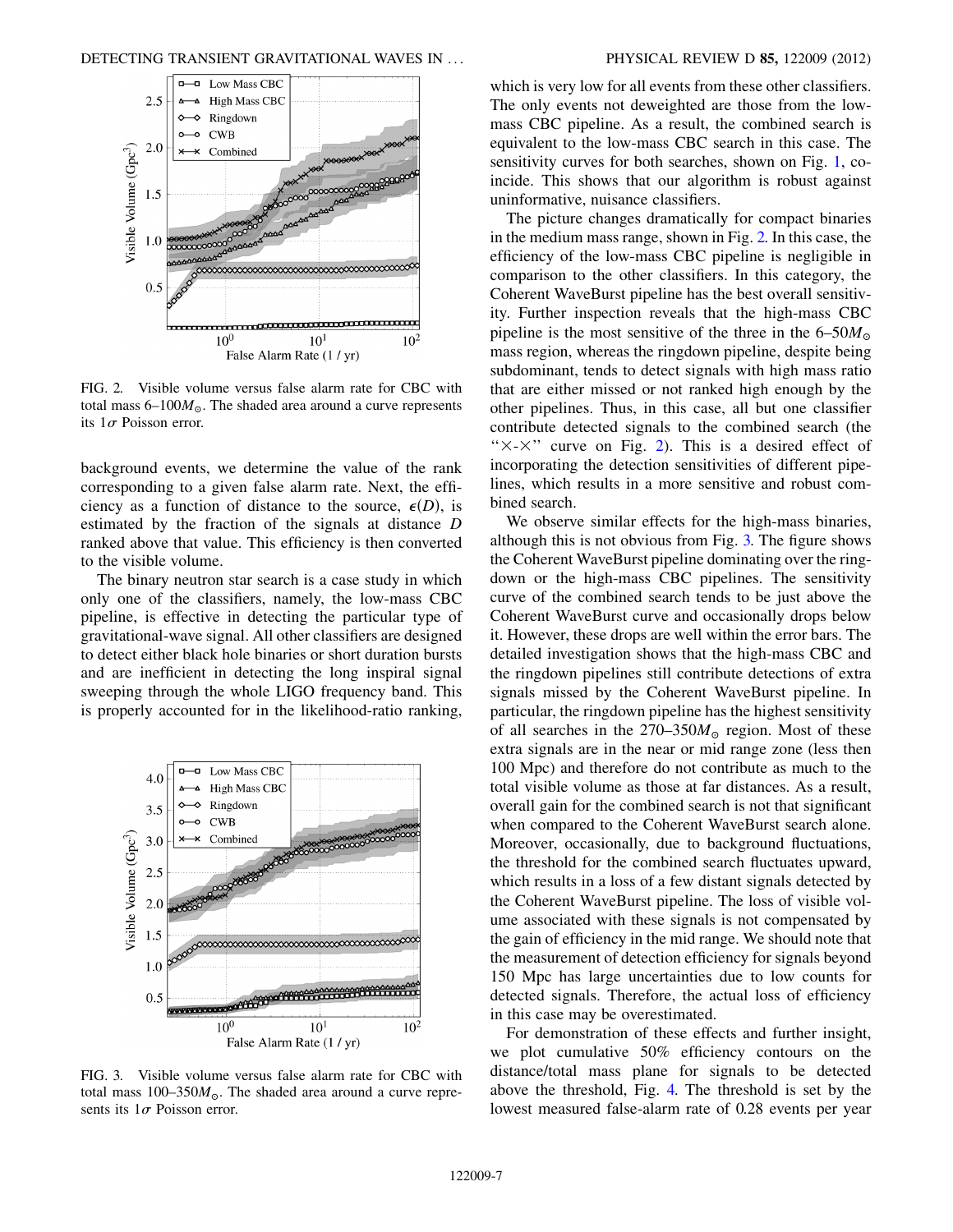FIG. 2. Visible volume versus false alarm rate for CBC with total mass 6–$100M_\odot$. The shaded area around a curve represents its $1\sigma$ Poisson error.

background events, we determine the value of the rank corresponding to a given false alarm rate. Next, the efficiency as a function of distance to the source, $\epsilon(D)$, is estimated by the fraction of the signals at distance $D$ ranked above that value. This efficiency is then converted to the visible volume.

The binary neutron star search is a case study in which only one of the classifiers, namely, the low-mass CBC pipeline, is effective in detecting the particular type of gravitational-wave signal. All other classifiers are designed to detect either black hole binaries or short duration bursts and are inefficient in detecting the long inspiral signal sweeping through the whole LIGO frequency band. This is properly accounted for in the likelihood-ratio ranking, which is very low for all events from these other classifiers. The only events not deweighted are those from the low-mass CBC pipeline. As a result, the combined search is equivalent to the low-mass CBC search in this case. The sensitivity curves for both searches, shown on Fig. 1, coincide. This shows that our algorithm is robust against uninformative, nuisance classifiers.

The picture changes dramatically for compact binaries in the medium mass range, shown in Fig. 2. In this case, the efficiency of the low-mass CBC pipeline is negligible in comparison to the other classifiers. In this category, the Coherent WaveBurst pipeline has the best overall sensitivity. Further inspection reveals that the high-mass CBC pipeline is the most sensitive of the three in the 6–$50M_\odot$ mass region, whereas the ringdown pipeline, despite being subdominant, tends to detect signals with high mass ratio that are either missed or not ranked high enough by the other pipelines. Thus, in this case, all but one classifier contribute detected signals to the combined search (the "×-×" curve on Fig. 2). This is a desired effect of incorporating the detection sensitivities of different pipelines, which results in a more sensitive and robust combined search.

We observe similar effects for the high-mass binaries, although this is not obvious from Fig. 3. The figure shows the Coherent WaveBurst pipeline dominating over the ringdown or the high-mass CBC pipelines. The sensitivity curve of the combined search tends to be just above the Coherent WaveBurst curve and occasionally drops below it. However, these drops are well within the error bars. The detailed investigation shows that the high-mass CBC and the ringdown pipelines still contribute detections of extra signals missed by the Coherent WaveBurst pipeline. In particular, the ringdown pipeline has the highest sensitivity of all searches in the 270–$350M_\odot$ region. Most of these extra signals are in the near or mid range zone (less then 100 Mpc) and therefore do not contribute as much to the total visible volume as those at far distances. As a result, overall gain for the combined search is not that significant when compared to the Coherent WaveBurst search alone. Moreover, occasionally, due to background fluctuations, the threshold for the combined search fluctuates upward, which results in a loss of a few distant signals detected by the Coherent WaveBurst pipeline. The loss of visible volume associated with these signals is not compensated by the gain of efficiency in the mid range. We should note that the measurement of detection efficiency for signals beyond 150 Mpc has large uncertainties due to low counts for detected signals. Therefore, the actual loss of efficiency in this case may be overestimated.

FIG. 3. Visible volume versus false alarm rate for CBC with total mass 100–$350M_\odot$. The shaded area around a curve represents its $1\sigma$ Poisson error.

For demonstration of these effects and further insight, we plot cumulative 50% efficiency contours on the distance/total mass plane for signals to be detected above the threshold, Fig. 4. The threshold is set by the lowest measured false-alarm rate of 0.28 events per year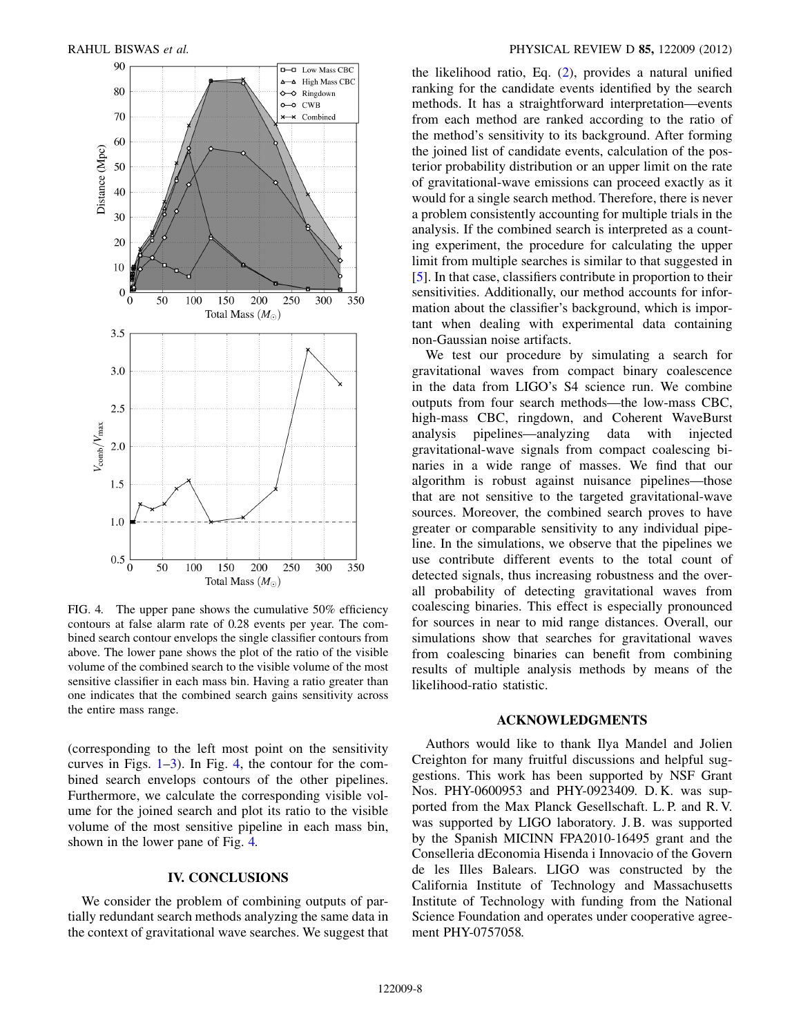90
80
70
60
50
40
30
20
10
0

Distance (Mpc)

Low Mass CBC
High Mass CBC
Ringdown
CWB
Combined

0 50 100 150 200 250 300 350
Total Mass ($M_\odot$)

3.5
3.0
2.5
2.0
1.5
1.0
0.5

$V_{\mathrm{comb}}/V_{\mathrm{max}}$

0 50 100 150 200 250 300 350
Total Mass ($M_\odot$)

FIG. 4. The upper pane shows the cumulative 50% efficiency contours at false alarm rate of 0.28 events per year. The combined search contour envelops the single classifier contours from above. The lower pane shows the plot of the ratio of the visible volume of the combined search to the visible volume of the most sensitive classifier in each mass bin. Having a ratio greater than one indicates that the combined search gains sensitivity across the entire mass range.

(corresponding to the left most point on the sensitivity curves in Figs. 1–3). In Fig. 4, the contour for the combined search envelops contours of the other pipelines. Furthermore, we calculate the corresponding visible volume for the joined search and plot its ratio to the visible volume of the most sensitive pipeline in each mass bin, shown in the lower pane of Fig. 4.

## IV. CONCLUSIONS

We consider the problem of combining outputs of partially redundant search methods analyzing the same data in the context of gravitational wave searches. We suggest that the likelihood ratio, Eq. (2), provides a natural unified ranking for the candidate events identified by the search methods. It has a straightforward interpretation—events from each method are ranked according to the ratio of the method's sensitivity to its background. After forming the joined list of candidate events, calculation of the posterior probability distribution or an upper limit on the rate of gravitational-wave emissions can proceed exactly as it would for a single search method. Therefore, there is never a problem consistently accounting for multiple trials in the analysis. If the combined search is interpreted as a counting experiment, the procedure for calculating the upper limit from multiple searches is similar to that suggested in [5]. In that case, classifiers contribute in proportion to their sensitivities. Additionally, our method accounts for information about the classifier's background, which is important when dealing with experimental data containing non-Gaussian noise artifacts.

We test our procedure by simulating a search for gravitational waves from compact binary coalescence in the data from LIGO's S4 science run. We combine outputs from four search methods—the low-mass CBC, high-mass CBC, ringdown, and Coherent WaveBurst analysis pipelines—analyzing data with injected gravitational-wave signals from compact coalescing binaries in a wide range of masses. We find that our algorithm is robust against nuisance pipelines—those that are not sensitive to the targeted gravitational-wave sources. Moreover, the combined search proves to have greater or comparable sensitivity to any individual pipeline. In the simulations, we observe that the pipelines we use contribute different events to the total count of detected signals, thus increasing robustness and the overall probability of detecting gravitational waves from coalescing binaries. This effect is especially pronounced for sources in near to mid range distances. Overall, our simulations show that searches for gravitational waves from coalescing binaries can benefit from combining results of multiple analysis methods by means of the likelihood-ratio statistic.

## ACKNOWLEDGMENTS

Authors would like to thank Ilya Mandel and Jolien Creighton for many fruitful discussions and helpful suggestions. This work has been supported by NSF Grant Nos. PHY-0600953 and PHY-0923409. D. K. was supported from the Max Planck Gesellschaft. L. P. and R. V. was supported by LIGO laboratory. J. B. was supported by the Spanish MICINN FPA2010-16495 grant and the Conselleria dEconomia Hisenda i Innovacio of the Govern de les Illes Balears. LIGO was constructed by the California Institute of Technology and Massachusetts Institute of Technology with funding from the National Science Foundation and operates under cooperative agreement PHY-0757058.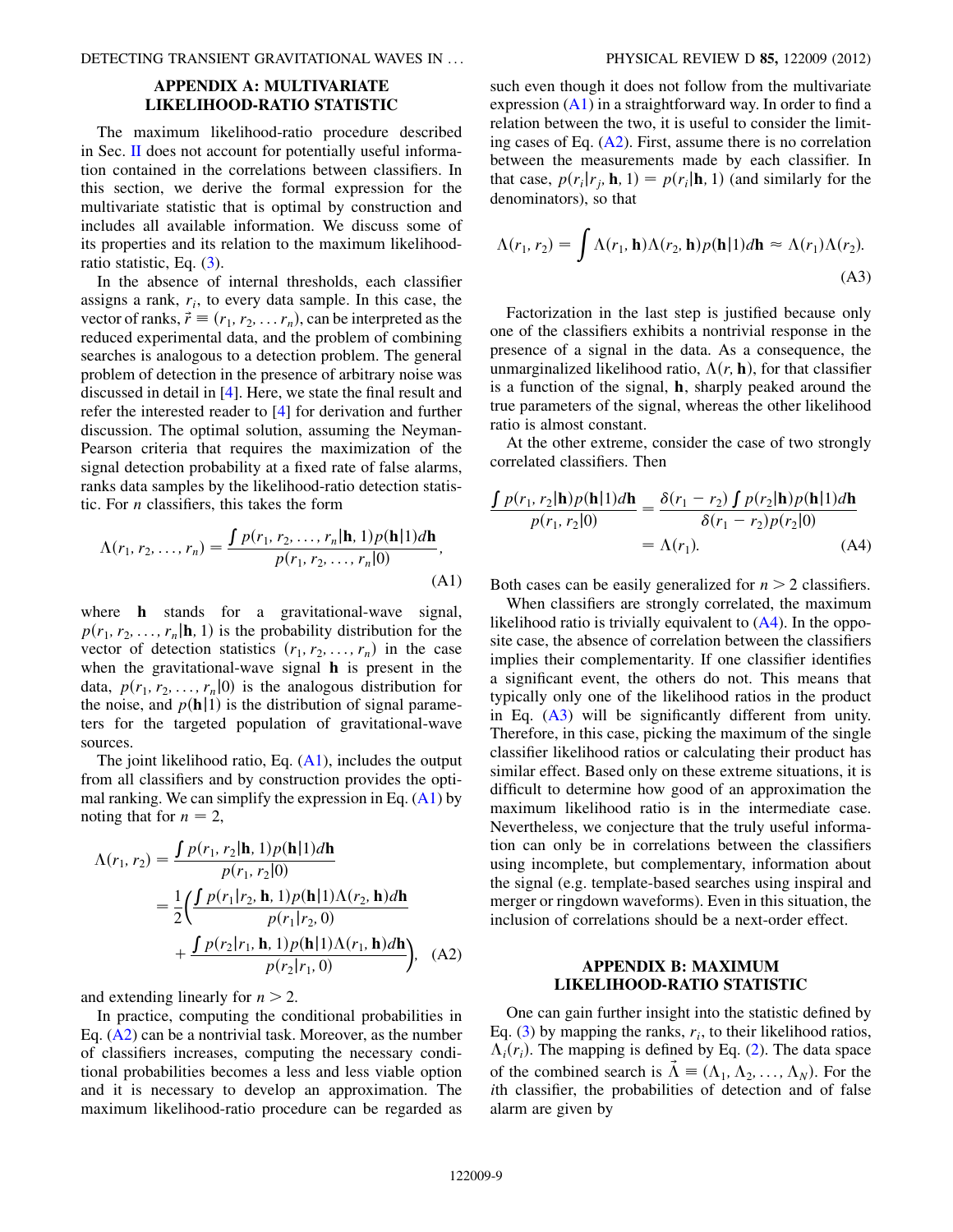## APPENDIX A: MULTIVARIATE LIKELIHOOD-RATIO STATISTIC

The maximum likelihood-ratio procedure described in Sec. II does not account for potentially useful information contained in the correlations between classifiers. In this section, we derive the formal expression for the multivariate statistic that is optimal by construction and includes all available information. We discuss some of its properties and its relation to the maximum likelihood-ratio statistic, Eq. (3).

In the absence of internal thresholds, each classifier assigns a rank, $r_i$, to every data sample. In this case, the vector of ranks, $\vec{r} \equiv (r_1, r_2, \ldots r_n)$, can be interpreted as the reduced experimental data, and the problem of combining searches is analogous to a detection problem. The general problem of detection in the presence of arbitrary noise was discussed in detail in [4]. Here, we state the final result and refer the interested reader to [4] for derivation and further discussion. The optimal solution, assuming the Neyman-Pearson criteria that requires the maximization of the signal detection probability at a fixed rate of false alarms, ranks data samples by the likelihood-ratio detection statistic. For $n$ classifiers, this takes the form

$$\Lambda(r_1, r_2, \ldots, r_n) = \frac{\int p(r_1, r_2, \ldots, r_n|\mathbf{h}, 1)p(\mathbf{h}|1)d\mathbf{h}}{p(r_1, r_2, \ldots, r_n|0)}, \tag{A1}$$

where $\mathbf{h}$ stands for a gravitational-wave signal, $p(r_1, r_2, \ldots, r_n|\mathbf{h}, 1)$ is the probability distribution for the vector of detection statistics $(r_1, r_2, \ldots, r_n)$ in the case when the gravitational-wave signal $\mathbf{h}$ is present in the data, $p(r_1, r_2, \ldots, r_n|0)$ is the analogous distribution for the noise, and $p(\mathbf{h}|1)$ is the distribution of signal parameters for the targeted population of gravitational-wave sources.

The joint likelihood ratio, Eq. (A1), includes the output from all classifiers and by construction provides the optimal ranking. We can simplify the expression in Eq. (A1) by noting that for $n = 2$,

$$\begin{aligned}\Lambda(r_1, r_2) &= \frac{\int p(r_1, r_2|\mathbf{h}, 1)p(\mathbf{h}|1)d\mathbf{h}}{p(r_1, r_2|0)} \\ &= \frac{1}{2}\bigg(\frac{\int p(r_1|r_2, \mathbf{h}, 1)p(\mathbf{h}|1)\Lambda(r_2, \mathbf{h})d\mathbf{h}}{p(r_1|r_2, 0)} \\ &\quad + \frac{\int p(r_2|r_1, \mathbf{h}, 1)p(\mathbf{h}|1)\Lambda(r_1, \mathbf{h})d\mathbf{h}}{p(r_2|r_1, 0)}\bigg), \end{aligned}\tag{A2}$$

and extending linearly for $n > 2$.

In practice, computing the conditional probabilities in Eq. (A2) can be a nontrivial task. Moreover, as the number of classifiers increases, computing the necessary conditional probabilities becomes a less and less viable option and it is necessary to develop an approximation. The maximum likelihood-ratio procedure can be regarded as such even though it does not follow from the multivariate expression (A1) in a straightforward way. In order to find a relation between the two, it is useful to consider the limiting cases of Eq. (A2). First, assume there is no correlation between the measurements made by each classifier. In that case, $p(r_i|r_j, \mathbf{h}, 1) = p(r_i|\mathbf{h}, 1)$ (and similarly for the denominators), so that

$$\Lambda(r_1, r_2) = \int \Lambda(r_1, \mathbf{h})\Lambda(r_2, \mathbf{h})p(\mathbf{h}|1)d\mathbf{h} \approx \Lambda(r_1)\Lambda(r_2). \tag{A3}$$

Factorization in the last step is justified because only one of the classifiers exhibits a nontrivial response in the presence of a signal in the data. As a consequence, the unmarginalized likelihood ratio, $\Lambda(r, \mathbf{h})$, for that classifier is a function of the signal, $\mathbf{h}$, sharply peaked around the true parameters of the signal, whereas the other likelihood ratio is almost constant.

At the other extreme, consider the case of two strongly correlated classifiers. Then

$$\begin{aligned}\frac{\int p(r_1, r_2|\mathbf{h})p(\mathbf{h}|1)d\mathbf{h}}{p(r_1, r_2|0)} &= \frac{\delta(r_1 - r_2)\int p(r_2|\mathbf{h})p(\mathbf{h}|1)d\mathbf{h}}{\delta(r_1 - r_2)p(r_2|0)} \\ &= \Lambda(r_1).\end{aligned}\tag{A4}$$

Both cases can be easily generalized for $n > 2$ classifiers.

When classifiers are strongly correlated, the maximum likelihood ratio is trivially equivalent to (A4). In the opposite case, the absence of correlation between the classifiers implies their complementarity. If one classifier identifies a significant event, the others do not. This means that typically only one of the likelihood ratios in the product in Eq. (A3) will be significantly different from unity. Therefore, in this case, picking the maximum of the single classifier likelihood ratios or calculating their product has similar effect. Based only on these extreme situations, it is difficult to determine how good of an approximation the maximum likelihood ratio is in the intermediate case. Nevertheless, we conjecture that the truly useful information can only be in correlations between the classifiers using incomplete, but complementary, information about the signal (e.g. template-based searches using inspiral and merger or ringdown waveforms). Even in this situation, the inclusion of correlations should be a next-order effect.

## APPENDIX B: MAXIMUM LIKELIHOOD-RATIO STATISTIC

One can gain further insight into the statistic defined by Eq. (3) by mapping the ranks, $r_i$, to their likelihood ratios, $\Lambda_i(r_i)$. The mapping is defined by Eq. (2). The data space of the combined search is $\vec{\Lambda} \equiv (\Lambda_1, \Lambda_2, \ldots, \Lambda_N)$. For the $i$th classifier, the probabilities of detection and of false alarm are given by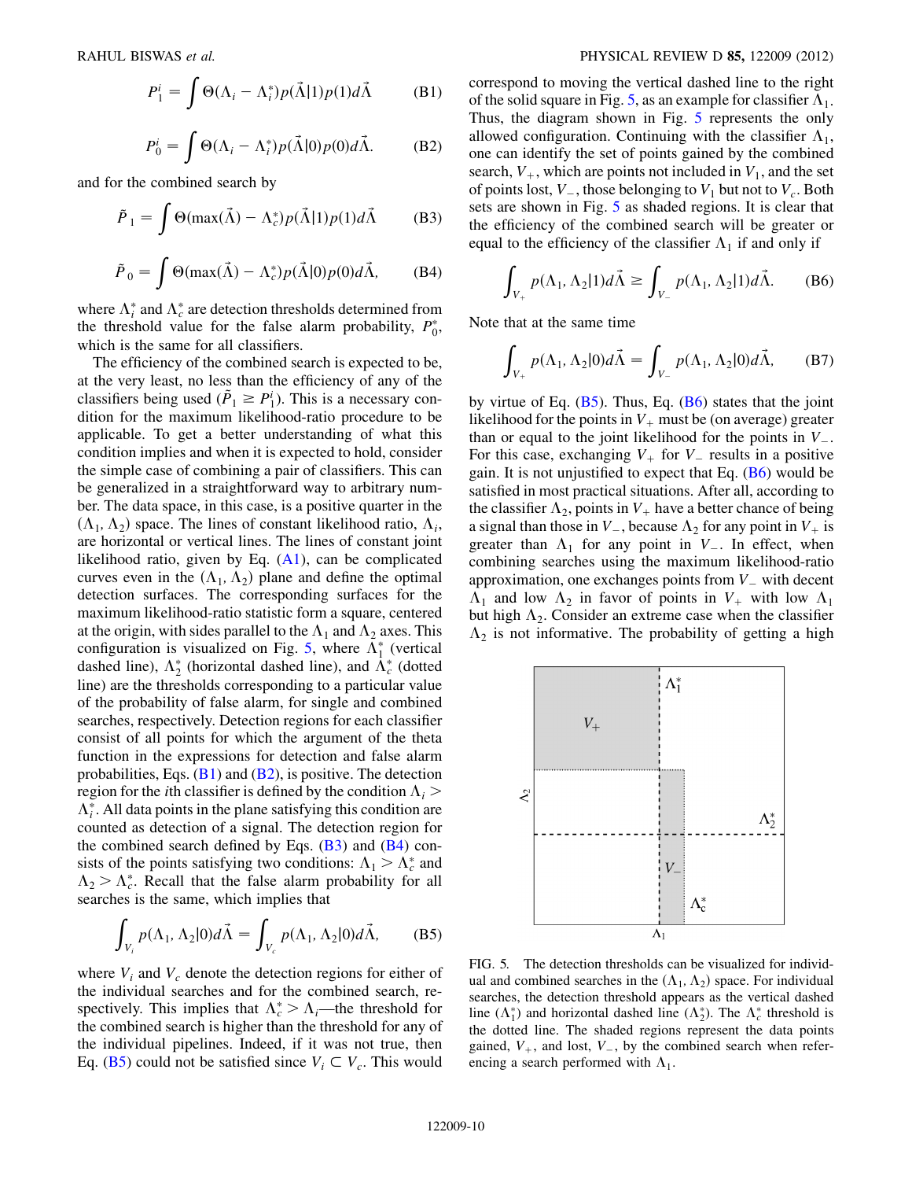$$P_1^i = \int \Theta(\Lambda_i - \Lambda_i^*) p(\vec{\Lambda}|1) p(1) d\vec{\Lambda} \tag{B1}$$

$$P_0^i = \int \Theta(\Lambda_i - \Lambda_i^*) p(\vec{\Lambda}|0) p(0) d\vec{\Lambda}. \tag{B2}$$

and for the combined search by

$$\tilde{P}_1 = \int \Theta(\max(\vec{\Lambda}) - \Lambda_c^*) p(\vec{\Lambda}|1) p(1) d\vec{\Lambda} \tag{B3}$$

$$\tilde{P}_0 = \int \Theta(\max(\vec{\Lambda}) - \Lambda_c^*) p(\vec{\Lambda}|0) p(0) d\vec{\Lambda}, \tag{B4}$$

where $\Lambda_i^*$ and $\Lambda_c^*$ are detection thresholds determined from the threshold value for the false alarm probability, $P_0^*$, which is the same for all classifiers.

The efficiency of the combined search is expected to be, at the very least, no less than the efficiency of any of the classifiers being used ($\tilde{P}_1 \geq P_1^i$). This is a necessary condition for the maximum likelihood-ratio procedure to be applicable. To get a better understanding of what this condition implies and when it is expected to hold, consider the simple case of combining a pair of classifiers. This can be generalized in a straightforward way to arbitrary number. The data space, in this case, is a positive quarter in the $(\Lambda_1, \Lambda_2)$ space. The lines of constant likelihood ratio, $\Lambda_i$, are horizontal or vertical lines. The lines of constant joint likelihood ratio, given by Eq. (A1), can be complicated curves even in the $(\Lambda_1, \Lambda_2)$ plane and define the optimal detection surfaces. The corresponding surfaces for the maximum likelihood-ratio statistic form a square, centered at the origin, with sides parallel to the $\Lambda_1$ and $\Lambda_2$ axes. This configuration is visualized on Fig. 5, where $\Lambda_1^*$ (vertical dashed line), $\Lambda_2^*$ (horizontal dashed line), and $\Lambda_c^*$ (dotted line) are the thresholds corresponding to a particular value of the probability of false alarm, for single and combined searches, respectively. Detection regions for each classifier consist of all points for which the argument of the theta function in the expressions for detection and false alarm probabilities, Eqs. (B1) and (B2), is positive. The detection region for the $i$th classifier is defined by the condition $\Lambda_i > \Lambda_i^*$. All data points in the plane satisfying this condition are counted as detection of a signal. The detection region for the combined search defined by Eqs. (B3) and (B4) consists of the points satisfying two conditions: $\Lambda_1 > \Lambda_c^*$ and $\Lambda_2 > \Lambda_c^*$. Recall that the false alarm probability for all searches is the same, which implies that

$$\int_{V_i} p(\Lambda_1, \Lambda_2|0) d\vec{\Lambda} = \int_{V_c} p(\Lambda_1, \Lambda_2|0) d\vec{\Lambda}, \tag{B5}$$

where $V_i$ and $V_c$ denote the detection regions for either of the individual searches and for the combined search, respectively. This implies that $\Lambda_c^* > \Lambda_i$—the threshold for the combined search is higher than the threshold for any of the individual pipelines. Indeed, if it was not true, then Eq. (B5) could not be satisfied since $V_i \subset V_c$. This would correspond to moving the vertical dashed line to the right of the solid square in Fig. 5, as an example for classifier $\Lambda_1$. Thus, the diagram shown in Fig. 5 represents the only allowed configuration. Continuing with the classifier $\Lambda_1$, one can identify the set of points gained by the combined search, $V_+$, which are points not included in $V_1$, and the set of points lost, $V_-$, those belonging to $V_1$ but not to $V_c$. Both sets are shown in Fig. 5 as shaded regions. It is clear that the efficiency of the combined search will be greater or equal to the efficiency of the classifier $\Lambda_1$ if and only if

$$\int_{V_+} p(\Lambda_1, \Lambda_2|1) d\vec{\Lambda} \geq \int_{V_-} p(\Lambda_1, \Lambda_2|1) d\vec{\Lambda}. \tag{B6}$$

Note that at the same time

$$\int_{V_+} p(\Lambda_1, \Lambda_2|0) d\vec{\Lambda} = \int_{V_-} p(\Lambda_1, \Lambda_2|0) d\vec{\Lambda}, \tag{B7}$$

by virtue of Eq. (B5). Thus, Eq. (B6) states that the joint likelihood for the points in $V_+$ must be (on average) greater than or equal to the joint likelihood for the points in $V_-$. For this case, exchanging $V_+$ for $V_-$ results in a positive gain. It is not unjustified to expect that Eq. (B6) would be satisfied in most practical situations. After all, according to the classifier $\Lambda_2$, points in $V_+$ have a better chance of being a signal than those in $V_-$, because $\Lambda_2$ for any point in $V_+$ is greater than $\Lambda_1$ for any point in $V_-$. In effect, when combining searches using the maximum likelihood-ratio approximation, one exchanges points from $V_-$ with decent $\Lambda_1$ and low $\Lambda_2$ in favor of points in $V_+$ with low $\Lambda_1$ but high $\Lambda_2$. Consider an extreme case when the classifier $\Lambda_2$ is not informative. The probability of getting a high

FIG. 5. The detection thresholds can be visualized for individual and combined searches in the $(\Lambda_1, \Lambda_2)$ space. For individual searches, the detection threshold appears as the vertical dashed line ($\Lambda_1^*$) and horizontal dashed line ($\Lambda_2^*$). The $\Lambda_c^*$ threshold is the dotted line. The shaded regions represent the data points gained, $V_+$, and lost, $V_-$, by the combined search when referencing a search performed with $\Lambda_1$.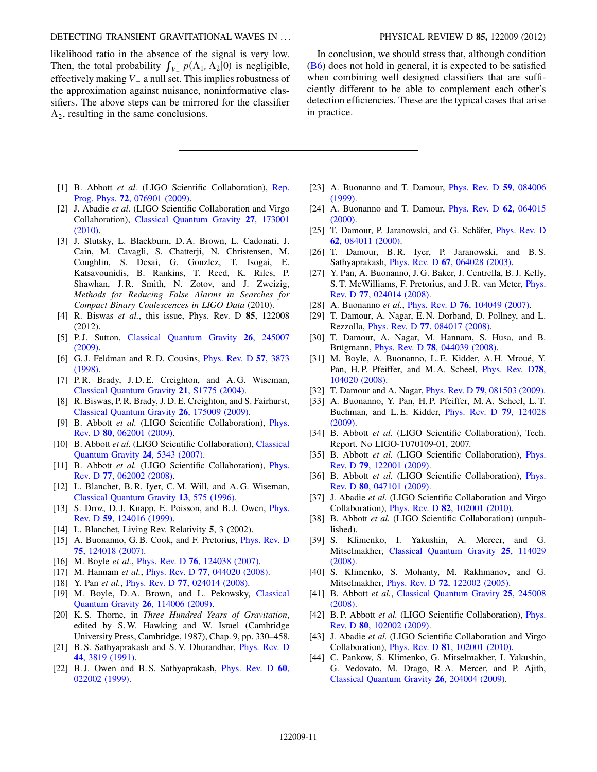likelihood ratio in the absence of the signal is very low. Then, the total probability $\int_{V_+} p(\Lambda_1, \Lambda_2|0)$ is negligible, effectively making $V_-$ a null set. This implies robustness of the approximation against nuisance, noninformative classifiers. The above steps can be mirrored for the classifier $\Lambda_2$, resulting in the same conclusions.

In conclusion, we should stress that, although condition (B6) does not hold in general, it is expected to be satisfied when combining well designed classifiers that are sufficiently different to be able to complement each other's detection efficiencies. These are the typical cases that arise in practice.

---

[1] B. Abbott *et al.* (LIGO Scientific Collaboration), Rep. Prog. Phys. **72**, 076901 (2009).

[2] J. Abadie *et al.* (LIGO Scientific Collaboration and Virgo Collaboration), Classical Quantum Gravity **27**, 173001 (2010).

[3] J. Slutsky, L. Blackburn, D. A. Brown, L. Cadonati, J. Cain, M. Cavagli, S. Chatterji, N. Christensen, M. Coughlin, S. Desai, G. Gonzlez, T. Isogai, E. Katsavounidis, B. Rankins, T. Reed, K. Riles, P. Shawhan, J. R. Smith, N. Zotov, and J. Zweizig, *Methods for Reducing False Alarms in Searches for Compact Binary Coalescences in LIGO Data* (2010).

[4] R. Biswas *et al.*, this issue, Phys. Rev. D **85**, 122008 (2012).

[5] P. J. Sutton, Classical Quantum Gravity **26**, 245007 (2009).

[6] G. J. Feldman and R. D. Cousins, Phys. Rev. D **57**, 3873 (1998).

[7] P. R. Brady, J. D. E. Creighton, and A. G. Wiseman, Classical Quantum Gravity **21**, S1775 (2004).

[8] R. Biswas, P. R. Brady, J. D. E. Creighton, and S. Fairhurst, Classical Quantum Gravity **26**, 175009 (2009).

[9] B. Abbott *et al.* (LIGO Scientific Collaboration), Phys. Rev. D **80**, 062001 (2009).

[10] B. Abbott *et al.* (LIGO Scientific Collaboration), Classical Quantum Gravity **24**, 5343 (2007).

[11] B. Abbott *et al.* (LIGO Scientific Collaboration), Phys. Rev. D **77**, 062002 (2008).

[12] L. Blanchet, B. R. Iyer, C. M. Will, and A. G. Wiseman, Classical Quantum Gravity **13**, 575 (1996).

[13] S. Droz, D. J. Knapp, E. Poisson, and B. J. Owen, Phys. Rev. D **59**, 124016 (1999).

[14] L. Blanchet, Living Rev. Relativity **5**, 3 (2002).

[15] A. Buonanno, G. B. Cook, and F. Pretorius, Phys. Rev. D **75**, 124018 (2007).

[16] M. Boyle *et al.*, Phys. Rev. D **76**, 124038 (2007).

[17] M. Hannam *et al.*, Phys. Rev. D **77**, 044020 (2008).

[18] Y. Pan *et al.*, Phys. Rev. D **77**, 024014 (2008).

[19] M. Boyle, D. A. Brown, and L. Pekowsky, Classical Quantum Gravity **26**, 114006 (2009).

[20] K. S. Thorne, in *Three Hundred Years of Gravitation*, edited by S. W. Hawking and W. Israel (Cambridge University Press, Cambridge, 1987), Chap. 9, pp. 330–458.

[21] B. S. Sathyaprakash and S. V. Dhurandhar, Phys. Rev. D **44**, 3819 (1991).

[22] B. J. Owen and B. S. Sathyaprakash, Phys. Rev. D **60**, 022002 (1999).

[23] A. Buonanno and T. Damour, Phys. Rev. D **59**, 084006 (1999).

[24] A. Buonanno and T. Damour, Phys. Rev. D **62**, 064015 (2000).

[25] T. Damour, P. Jaranowski, and G. Schäfer, Phys. Rev. D **62**, 084011 (2000).

[26] T. Damour, B. R. Iyer, P. Jaranowski, and B. S. Sathyaprakash, Phys. Rev. D **67**, 064028 (2003).

[27] Y. Pan, A. Buonanno, J. G. Baker, J. Centrella, B. J. Kelly, S. T. McWilliams, F. Pretorius, and J. R. van Meter, Phys. Rev. D **77**, 024014 (2008).

[28] A. Buonanno *et al.*, Phys. Rev. D **76**, 104049 (2007).

[29] T. Damour, A. Nagar, E. N. Dorband, D. Pollney, and L. Rezzolla, Phys. Rev. D **77**, 084017 (2008).

[30] T. Damour, A. Nagar, M. Hannam, S. Husa, and B. Brügmann, Phys. Rev. D **78**, 044039 (2008).

[31] M. Boyle, A. Buonanno, L. E. Kidder, A. H. Mroué, Y. Pan, H. P. Pfeiffer, and M. A. Scheel, Phys. Rev. D**78**, 104020 (2008).

[32] T. Damour and A. Nagar, Phys. Rev. D **79**, 081503 (2009).

[33] A. Buonanno, Y. Pan, H. P. Pfeiffer, M. A. Scheel, L. T. Buchman, and L. E. Kidder, Phys. Rev. D **79**, 124028 (2009).

[34] B. Abbott *et al.* (LIGO Scientific Collaboration), Tech. Report. No LIGO-T070109-01, 2007.

[35] B. Abbott *et al.* (LIGO Scientific Collaboration), Phys. Rev. D **79**, 122001 (2009).

[36] B. Abbott *et al.* (LIGO Scientific Collaboration), Phys. Rev. D **80**, 047101 (2009).

[37] J. Abadie *et al.* (LIGO Scientific Collaboration and Virgo Collaboration), Phys. Rev. D **82**, 102001 (2010).

[38] B. Abbott *et al.* (LIGO Scientific Collaboration) (unpublished).

[39] S. Klimenko, I. Yakushin, A. Mercer, and G. Mitselmakher, Classical Quantum Gravity **25**, 114029 (2008).

[40] S. Klimenko, S. Mohanty, M. Rakhmanov, and G. Mitselmakher, Phys. Rev. D **72**, 122002 (2005).

[41] B. Abbott *et al.*, Classical Quantum Gravity **25**, 245008 (2008).

[42] B. P. Abbott *et al.* (LIGO Scientific Collaboration), Phys. Rev. D **80**, 102002 (2009).

[43] J. Abadie *et al.* (LIGO Scientific Collaboration and Virgo Collaboration), Phys. Rev. D **81**, 102001 (2010).

[44] C. Pankow, S. Klimenko, G. Mitselmakher, I. Yakushin, G. Vedovato, M. Drago, R. A. Mercer, and P. Ajith, Classical Quantum Gravity **26**, 204004 (2009).